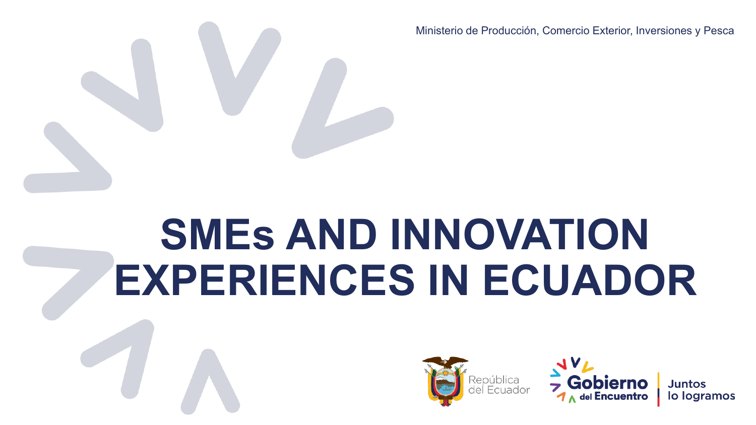Ministerio de Producción, Comercio Exterior, Inversiones y Pesca

# SMEs AND INNOVATION EXPERIENCES IN ECUADOR

República del Ecuador

Gobierno del Encuentro | Juntos lo logramos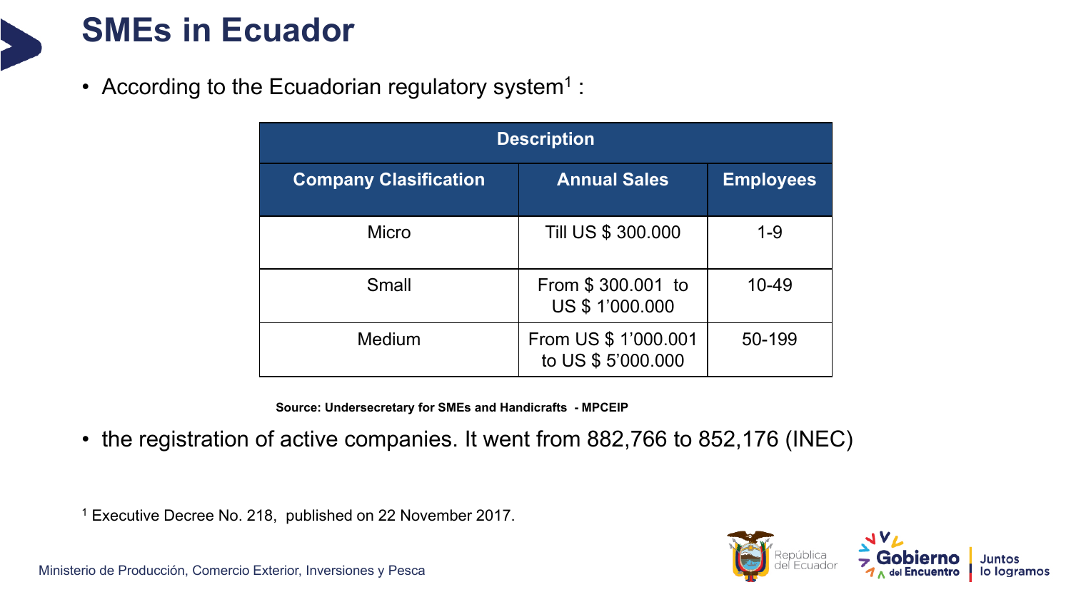# SMEs in Ecuador

- According to the Ecuadorian regulatory system[1] :

| Description | | |
|---|---|---|
| **Company Clasification** | **Annual Sales** | **Employees** |
| Micro | Till US $ 300.000 | 1-9 |
| Small | From $ 300.001 to US $ 1’000.000 | 10-49 |
| Medium | From US $ 1’000.001 to US $ 5’000.000 | 50-199 |

**Source: Undersecretary for SMEs and Handicrafts - MPCEIP**

- the registration of active companies. It went from 882,766 to 852,176 (INEC)

[1] Executive Decree No. 218, published on 22 November 2017.

Ministerio de Producción, Comercio Exterior, Inversiones y Pesca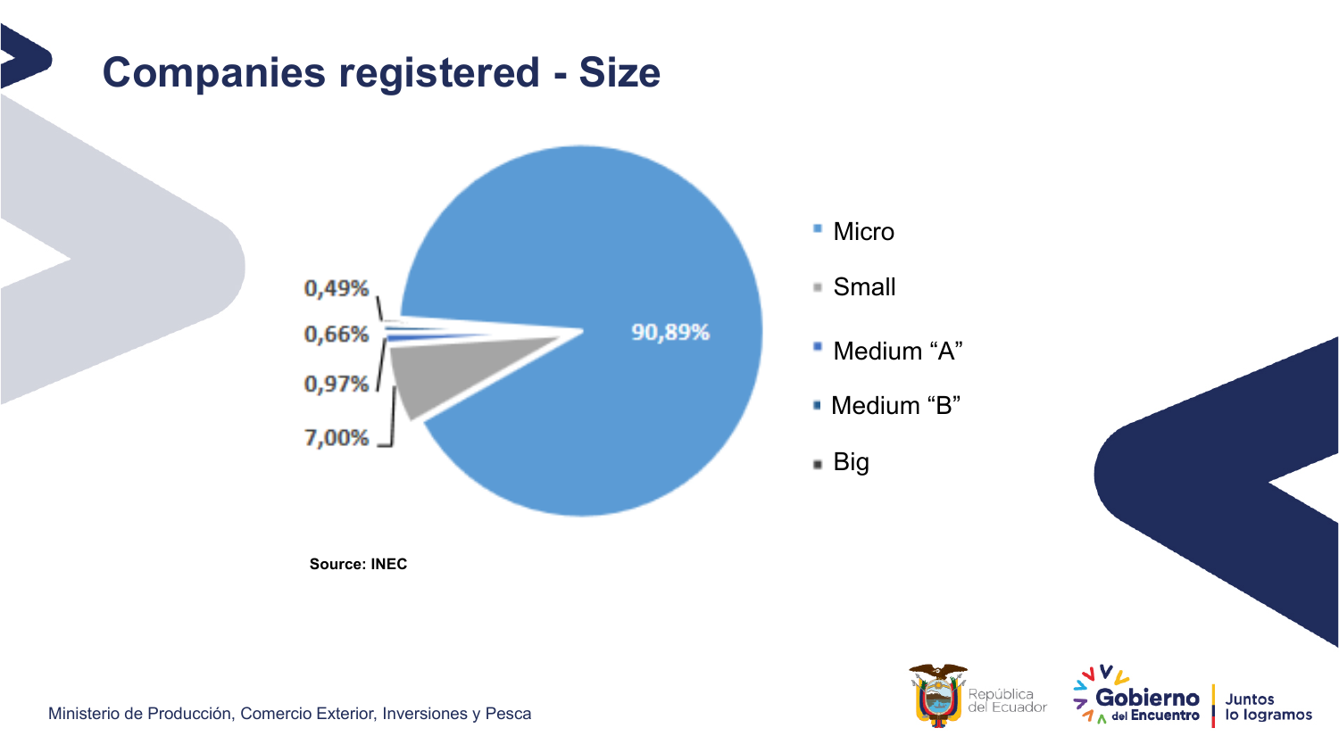# Companies registered - Size

| Size | Share |
|---|---|
| Micro | 90,89% |
| Small | 7,00% |
| Medium "A" | 0,97% |
| Medium "B" | 0,66% |
| Big | 0,49% |

Source: INEC

Ministerio de Producción, Comercio Exterior, Inversiones y Pesca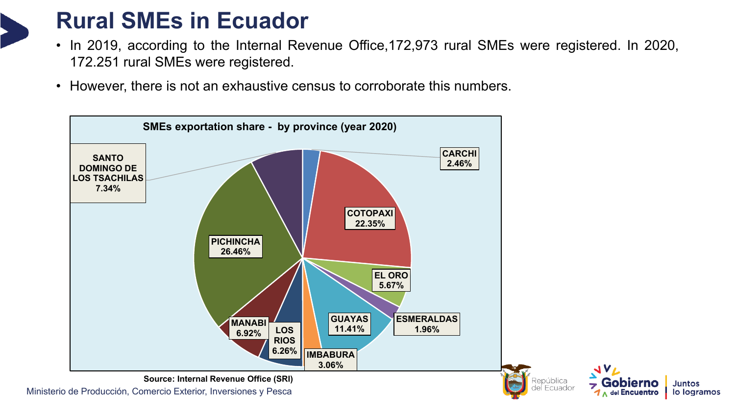# Rural SMEs in Ecuador

- In 2019, according to the Internal Revenue Office,172,973 rural SMEs were registered. In 2020, 172.251 rural SMEs were registered.
- However, there is not an exhaustive census to corroborate this numbers.

**SMEs exportation share - by province (year 2020)**

| Province | Share |
|---|---|
| CARCHI | 2.46% |
| COTOPAXI | 22.35% |
| EL ORO | 5.67% |
| ESMERALDAS | 1.96% |
| GUAYAS | 11.41% |
| IMBABURA | 3.06% |
| LOS RIOS | 6.26% |
| MANABI | 6.92% |
| PICHINCHA | 26.46% |
| SANTO DOMINGO DE LOS TSACHILAS | 7.34% |

**Source: Internal Revenue Office (SRI)**

Ministerio de Producción, Comercio Exterior, Inversiones y Pesca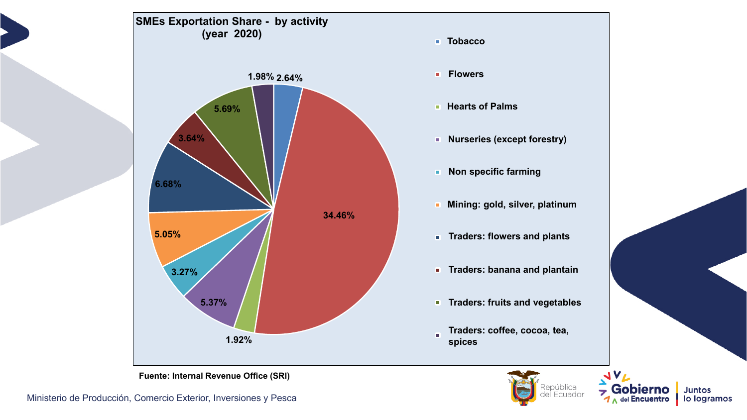## SMEs Exportation Share - by activity (year 2020)

| Activity | Share |
|---|---|
| Tobacco | 2.64% |
| Flowers | 34.46% |
| Hearts of Palms | 1.92% |
| Nurseries (except forestry) | 5.37% |
| Non specific farming | 3.27% |
| Mining: gold, silver, platinum | 5.05% |
| Traders: flowers and plants | 6.68% |
| Traders: banana and plantain | 3.64% |
| Traders: fruits and vegetables | 5.69% |
| Traders: coffee, cocoa, tea, spices | 1.98% |

**Fuente: Internal Revenue Office (SRI)**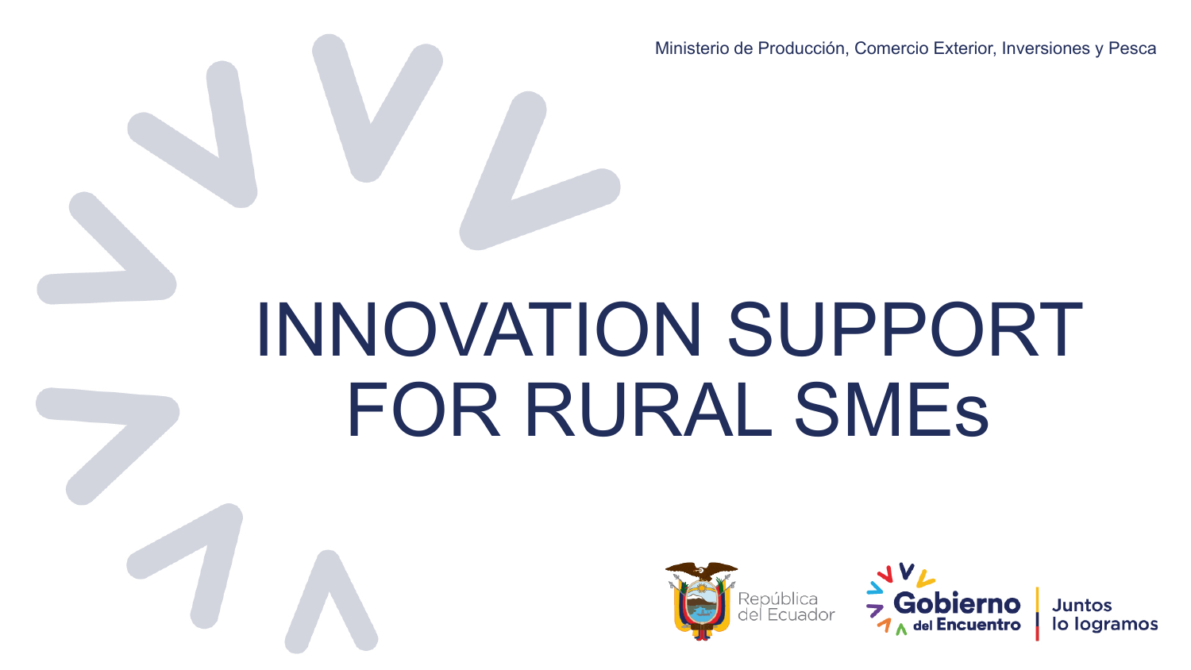Ministerio de Producción, Comercio Exterior, Inversiones y Pesca

# INNOVATION SUPPORT FOR RURAL SMEs

República del Ecuador

Gobierno del Encuentro | Juntos lo logramos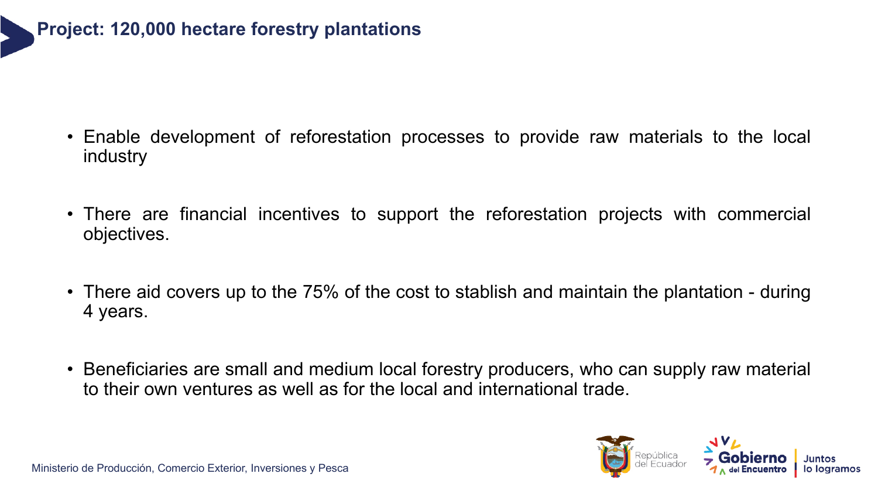# Project: 120,000 hectare forestry plantations

- Enable development of reforestation processes to provide raw materials to the local industry
- There are financial incentives to support the reforestation projects with commercial objectives.
- There aid covers up to the 75% of the cost to stablish and maintain the plantation - during 4 years.
- Beneficiaries are small and medium local forestry producers, who can supply raw material to their own ventures as well as for the local and international trade.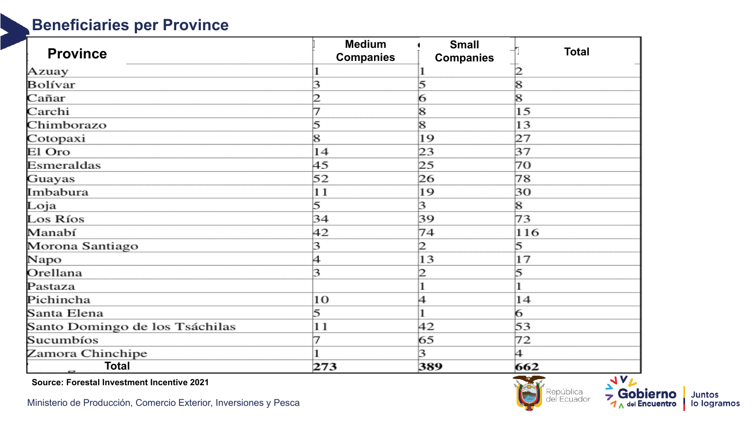## Beneficiaries per Province

| Province | Medium Companies | Small Companies | Total |
|---|---|---|---|
| Azuay | 1 | 1 | 2 |
| Bolívar | 3 | 5 | 8 |
| Cañar | 2 | 6 | 8 |
| Carchi | 7 | 8 | 15 |
| Chimborazo | 5 | 8 | 13 |
| Cotopaxi | 8 | 19 | 27 |
| El Oro | 14 | 23 | 37 |
| Esmeraldas | 45 | 25 | 70 |
| Guayas | 52 | 26 | 78 |
| Imbabura | 11 | 19 | 30 |
| Loja | 5 | 3 | 8 |
| Los Ríos | 34 | 39 | 73 |
| Manabí | 42 | 74 | 116 |
| Morona Santiago | 3 | 2 | 5 |
| Napo | 4 | 13 | 17 |
| Orellana | 3 | 2 | 5 |
| Pastaza | | 1 | 1 |
| Pichincha | 10 | 4 | 14 |
| Santa Elena | 5 | 1 | 6 |
| Santo Domingo de los Tsáchilas | 11 | 42 | 53 |
| Sucumbíos | 7 | 65 | 72 |
| Zamora Chinchipe | 1 | 3 | 4 |
| **Total** | **273** | **389** | **662** |

**Source: Forestal Investment Incentive 2021**

Ministerio de Producción, Comercio Exterior, Inversiones y Pesca

República del Ecuador

Gobierno del Encuentro | Juntos lo logramos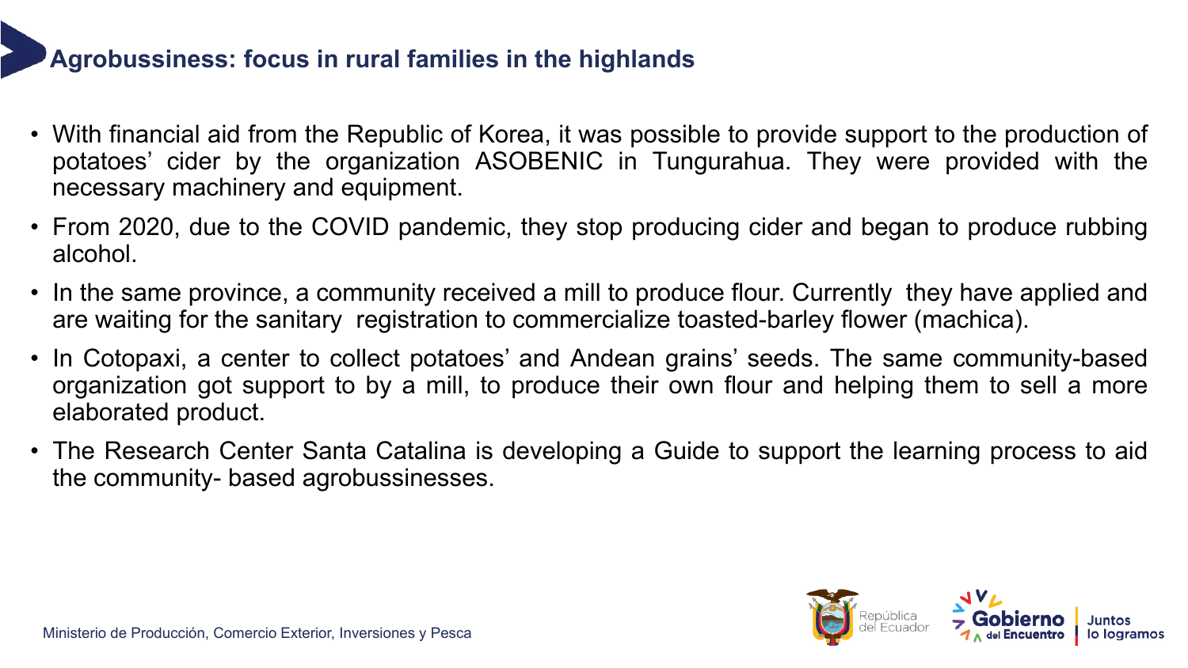# Agrobussiness: focus in rural families in the highlands

- With financial aid from the Republic of Korea, it was possible to provide support to the production of potatoes' cider by the organization ASOBENIC in Tungurahua. They were provided with the necessary machinery and equipment.
- From 2020, due to the COVID pandemic, they stop producing cider and began to produce rubbing alcohol.
- In the same province, a community received a mill to produce flour. Currently they have applied and are waiting for the sanitary registration to commercialize toasted-barley flower (machica).
- In Cotopaxi, a center to collect potatoes' and Andean grains' seeds. The same community-based organization got support to by a mill, to produce their own flour and helping them to sell a more elaborated product.
- The Research Center Santa Catalina is developing a Guide to support the learning process to aid the community- based agrobussinesses.

Ministerio de Producción, Comercio Exterior, Inversiones y Pesca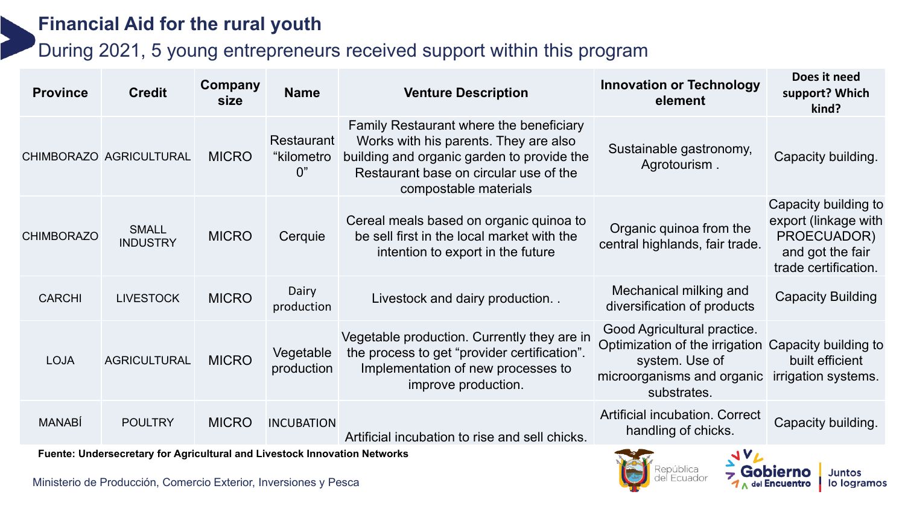# Financial Aid for the rural youth

## During 2021, 5 young entrepreneurs received support within this program

| Province | Credit | Company size | Name | Venture Description | Innovation or Technology element | Does it need support? Which kind? |
|---|---|---|---|---|---|---|
| CHIMBORAZO | AGRICULTURAL | MICRO | Restaurant "kilometro 0" | Family Restaurant where the beneficiary Works with his parents. They are also building and organic garden to provide the Restaurant base on circular use of the compostable materials | Sustainable gastronomy, Agrotourism . | Capacity building. |
| CHIMBORAZO | SMALL INDUSTRY | MICRO | Cerquie | Cereal meals based on organic quinoa to be sell first in the local market with the intention to export in the future | Organic quinoa from the central highlands, fair trade. | Capacity building to export (linkage with PROECUADOR) and got the fair trade certification. |
| CARCHI | LIVESTOCK | MICRO | Dairy production | Livestock and dairy production. . | Mechanical milking and diversification of products | Capacity Building |
| LOJA | AGRICULTURAL | MICRO | Vegetable production | Vegetable production. Currently they are in the process to get "provider certification". Implementation of new processes to improve production. | Good Agricultural practice. Optimization of the irrigation system. Use of microorganisms and organic substrates. | Capacity building to built efficient irrigation systems. |
| MANABÍ | POULTRY | MICRO | INCUBATION | Artificial incubation to rise and sell chicks. | Artificial incubation. Correct handling of chicks. | Capacity building. |

**Fuente: Undersecretary for Agricultural and Livestock Innovation Networks**

Ministerio de Producción, Comercio Exterior, Inversiones y Pesca

República del Ecuador — Gobierno del Encuentro — Juntos lo logramos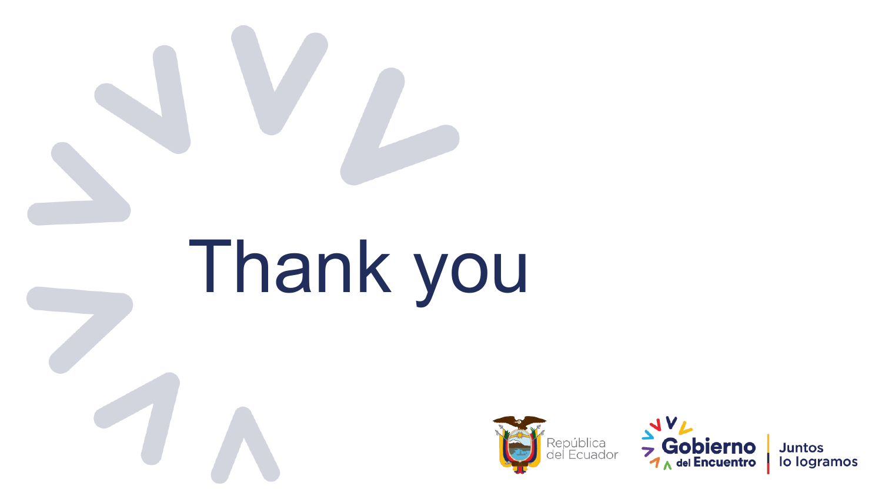# Thank you

República del Ecuador

Gobierno del Encuentro

Juntos lo logramos